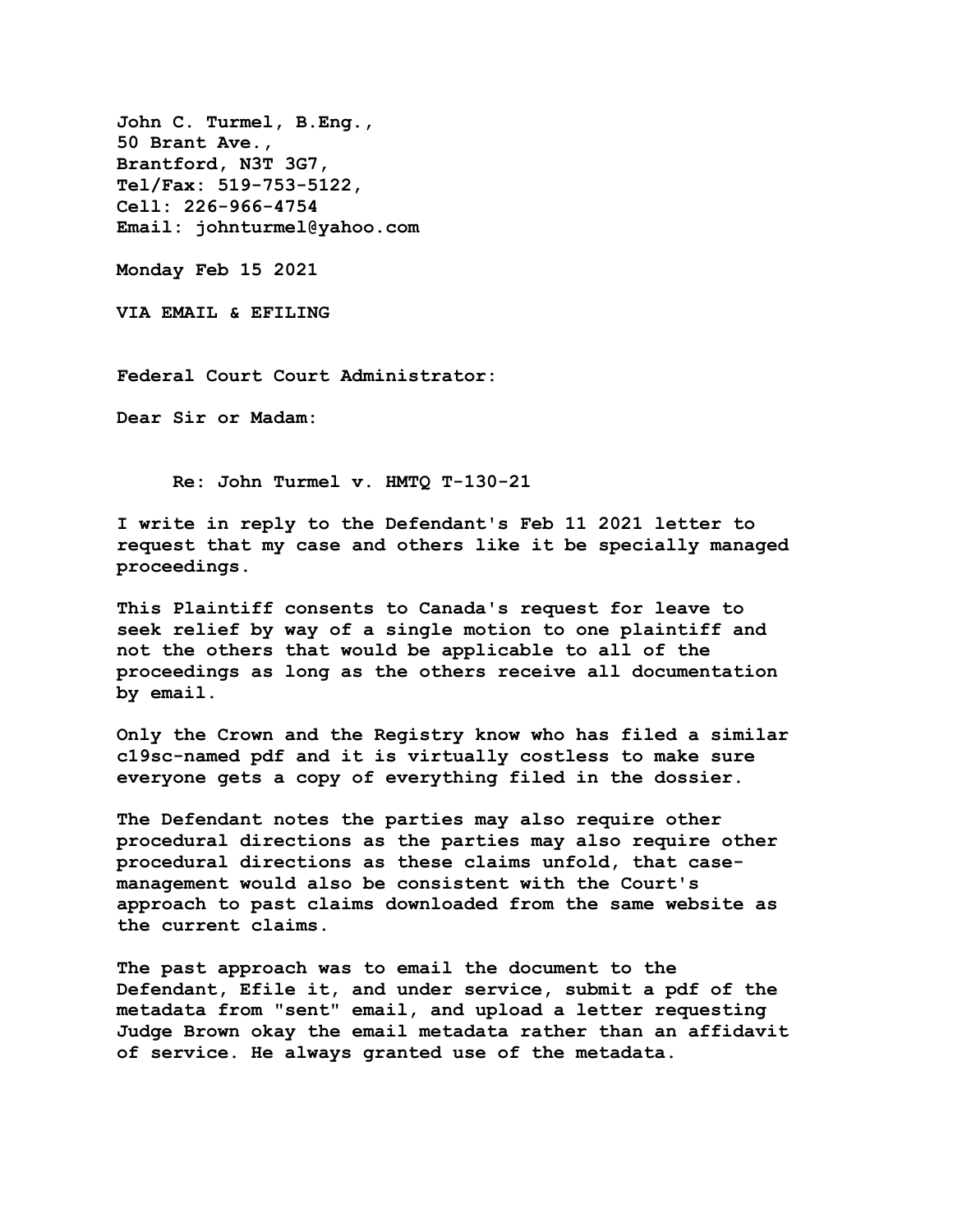**John C. Turmel, B.Eng.,**
**50 Brant Ave.,**
**Brantford, N3T 3G7,**
**Tel/Fax: 519-753-5122,**
**Cell: 226-966-4754**
**Email: johnturmel@yahoo.com**

**Monday Feb 15 2021**

**VIA EMAIL & EFILING**

**Federal Court Court Administrator:**

**Dear Sir or Madam:**

**Re: John Turmel v. HMTQ T-130-21**

**I write in reply to the Defendant's Feb 11 2021 letter to request that my case and others like it be specially managed proceedings.**

**This Plaintiff consents to Canada's request for leave to seek relief by way of a single motion to one plaintiff and not the others that would be applicable to all of the proceedings as long as the others receive all documentation by email.**

**Only the Crown and the Registry know who has filed a similar c19sc-named pdf and it is virtually costless to make sure everyone gets a copy of everything filed in the dossier.**

**The Defendant notes the parties may also require other procedural directions as the parties may also require other procedural directions as these claims unfold, that case-management would also be consistent with the Court's approach to past claims downloaded from the same website as the current claims.**

**The past approach was to email the document to the Defendant, Efile it, and under service, submit a pdf of the metadata from "sent" email, and upload a letter requesting Judge Brown okay the email metadata rather than an affidavit of service. He always granted use of the metadata.**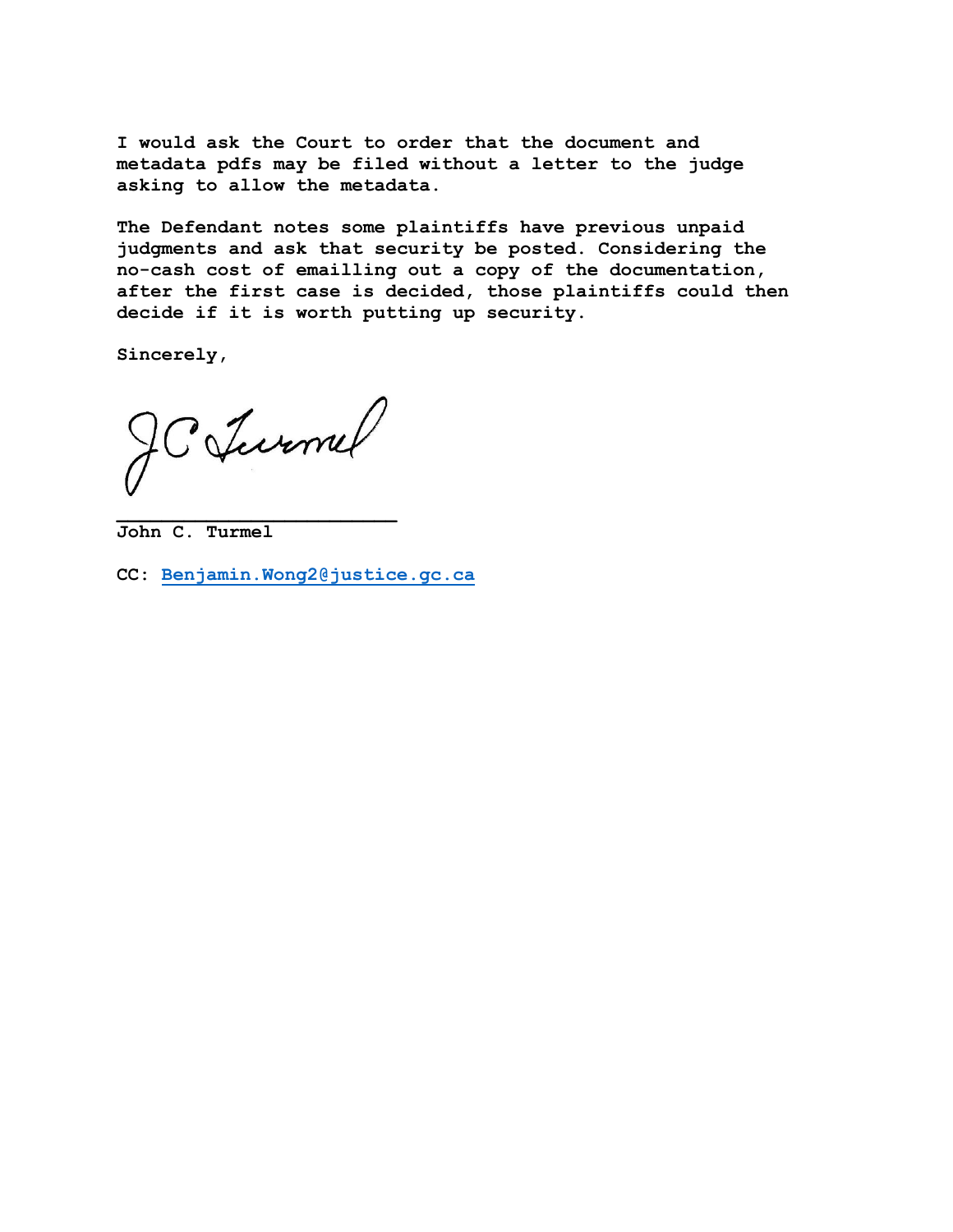I would ask the Court to order that the document and metadata pdfs may be filed without a letter to the judge asking to allow the metadata.

The Defendant notes some plaintiffs have previous unpaid judgments and ask that security be posted. Considering the no-cash cost of emailling out a copy of the documentation, after the first case is decided, those plaintiffs could then decide if it is worth putting up security.

Sincerely,

_______________________

John C. Turmel

CC: Benjamin.Wong2@justice.gc.ca